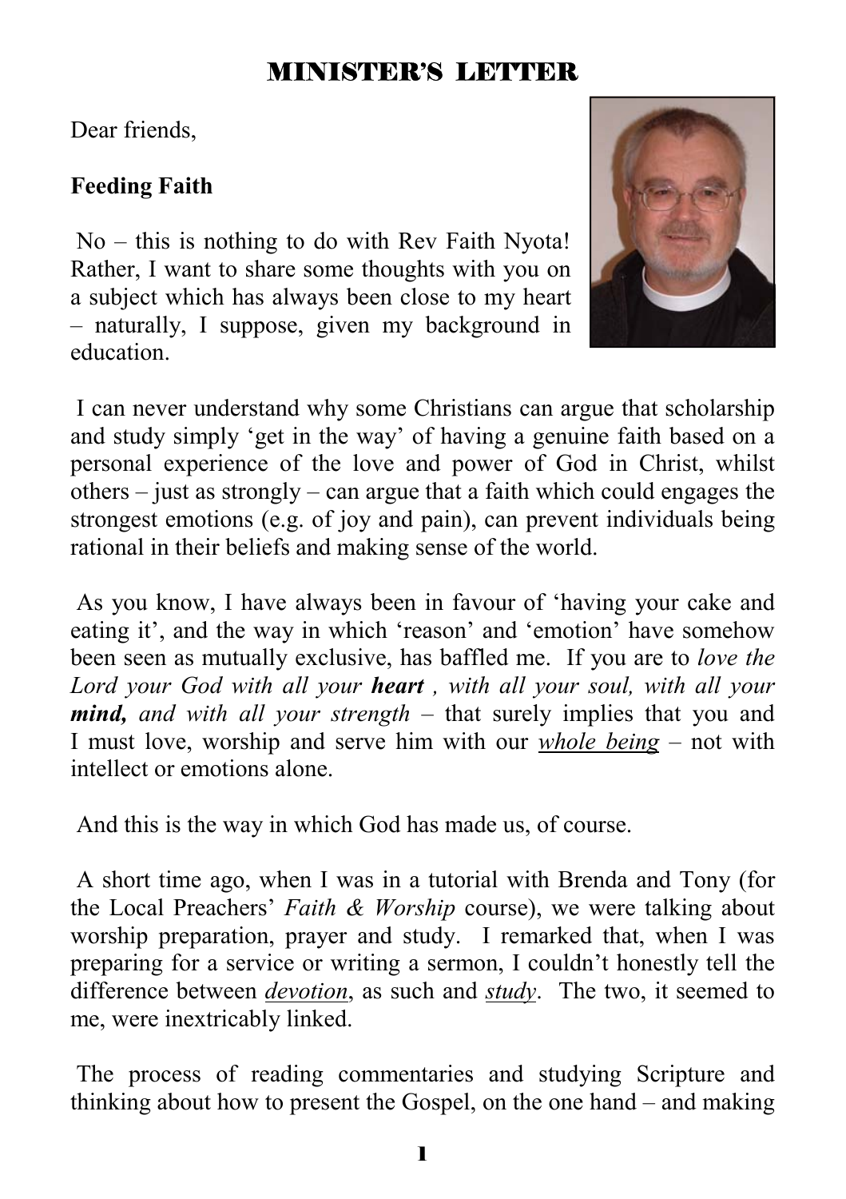# MINISTER'S LETTER

Dear friends,

**Feeding Faith**

No – this is nothing to do with Rev Faith Nyota! Rather, I want to share some thoughts with you on a subject which has always been close to my heart – naturally, I suppose, given my background in education.

I can never understand why some Christians can argue that scholarship and study simply 'get in the way' of having a genuine faith based on a personal experience of the love and power of God in Christ, whilst others – just as strongly – can argue that a faith which could engages the strongest emotions (e.g. of joy and pain), can prevent individuals being rational in their beliefs and making sense of the world.

As you know, I have always been in favour of 'having your cake and eating it', and the way in which 'reason' and 'emotion' have somehow been seen as mutually exclusive, has baffled me. If you are to *love the Lord your God with all your* ***heart*** *, with all your soul, with all your* ***mind,*** *and with all your strength* – that surely implies that you and I must love, worship and serve him with our *whole being* – not with intellect or emotions alone.

And this is the way in which God has made us, of course.

A short time ago, when I was in a tutorial with Brenda and Tony (for the Local Preachers' *Faith & Worship* course), we were talking about worship preparation, prayer and study. I remarked that, when I was preparing for a service or writing a sermon, I couldn't honestly tell the difference between *devotion*, as such and *study*. The two, it seemed to me, were inextricably linked.

The process of reading commentaries and studying Scripture and thinking about how to present the Gospel, on the one hand – and making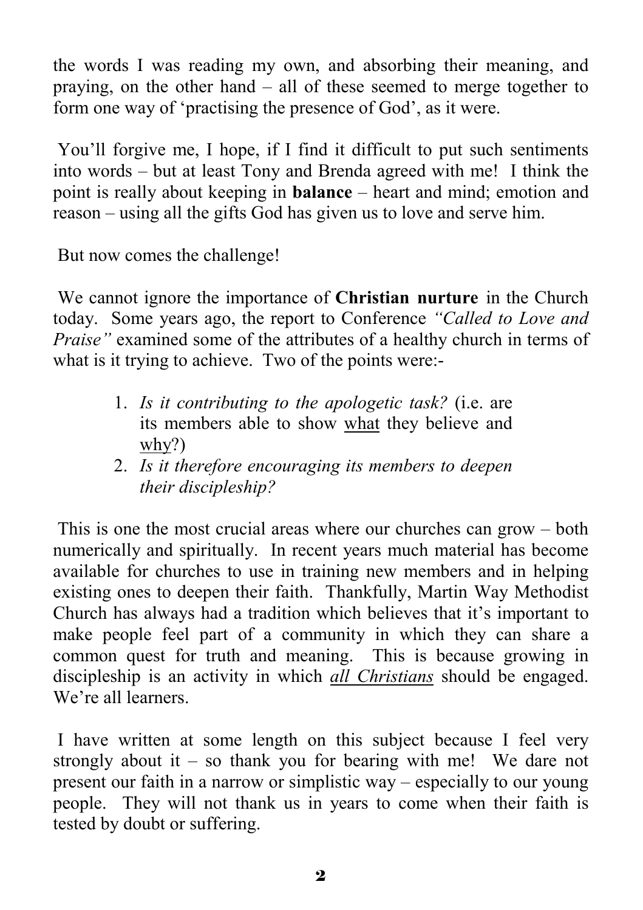the words I was reading my own, and absorbing their meaning, and praying, on the other hand – all of these seemed to merge together to form one way of 'practising the presence of God', as it were.

You'll forgive me, I hope, if I find it difficult to put such sentiments into words – but at least Tony and Brenda agreed with me! I think the point is really about keeping in **balance** – heart and mind; emotion and reason – using all the gifts God has given us to love and serve him.

But now comes the challenge!

We cannot ignore the importance of **Christian nurture** in the Church today. Some years ago, the report to Conference *"Called to Love and Praise"* examined some of the attributes of a healthy church in terms of what is it trying to achieve. Two of the points were:-

1. *Is it contributing to the apologetic task?* (i.e. are its members able to show <u>what</u> they believe and <u>why</u>?)
2. *Is it therefore encouraging its members to deepen their discipleship?*

This is one the most crucial areas where our churches can grow – both numerically and spiritually. In recent years much material has become available for churches to use in training new members and in helping existing ones to deepen their faith. Thankfully, Martin Way Methodist Church has always had a tradition which believes that it's important to make people feel part of a community in which they can share a common quest for truth and meaning. This is because growing in discipleship is an activity in which <u>*all Christians*</u> should be engaged. We're all learners.

I have written at some length on this subject because I feel very strongly about it – so thank you for bearing with me! We dare not present our faith in a narrow or simplistic way – especially to our young people. They will not thank us in years to come when their faith is tested by doubt or suffering.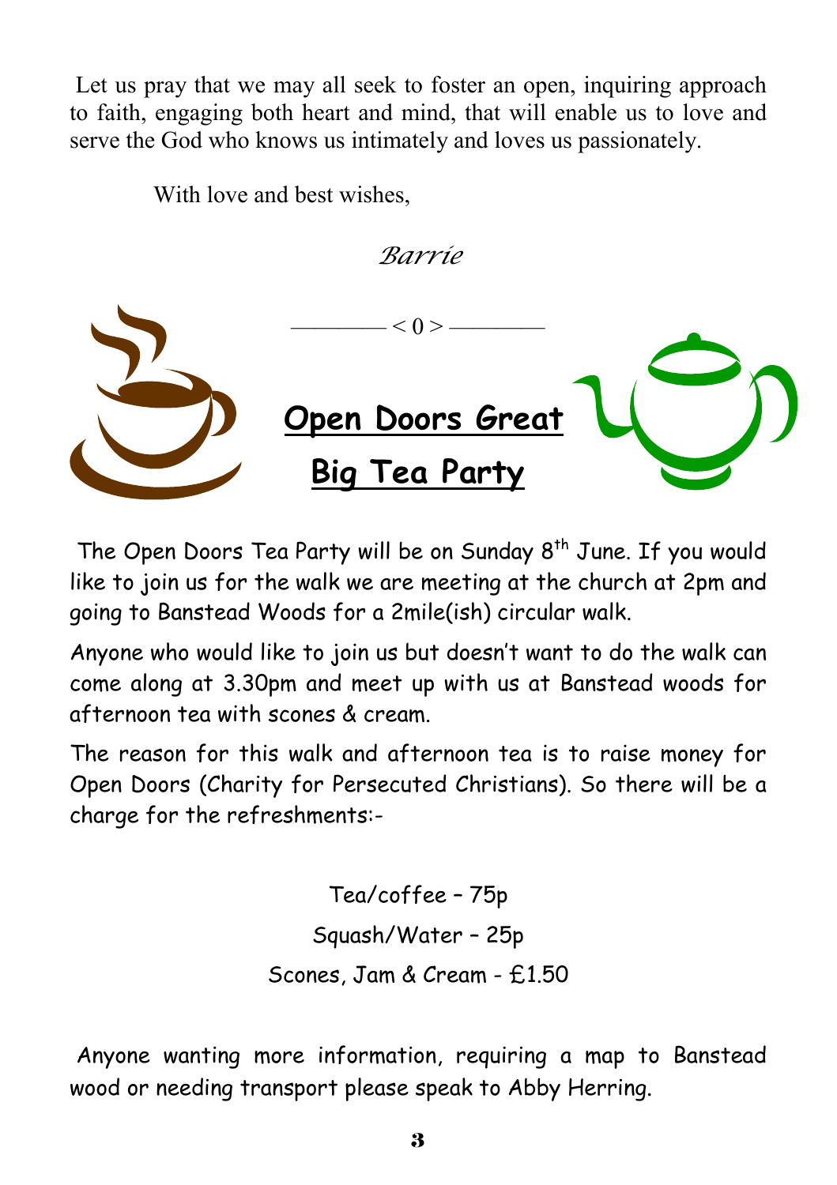Let us pray that we may all seek to foster an open, inquiring approach to faith, engaging both heart and mind, that will enable us to love and serve the God who knows us intimately and loves us passionately.

With love and best wishes,

*Barrie*

——— < 0 > ———

## Open Doors Great Big Tea Party

The Open Doors Tea Party will be on Sunday 8th June. If you would like to join us for the walk we are meeting at the church at 2pm and going to Banstead Woods for a 2mile(ish) circular walk.

Anyone who would like to join us but doesn't want to do the walk can come along at 3.30pm and meet up with us at Banstead woods for afternoon tea with scones & cream.

The reason for this walk and afternoon tea is to raise money for Open Doors (Charity for Persecuted Christians). So there will be a charge for the refreshments:-

Tea/coffee – 75p

Squash/Water – 25p

Scones, Jam & Cream - £1.50

Anyone wanting more information, requiring a map to Banstead wood or needing transport please speak to Abby Herring.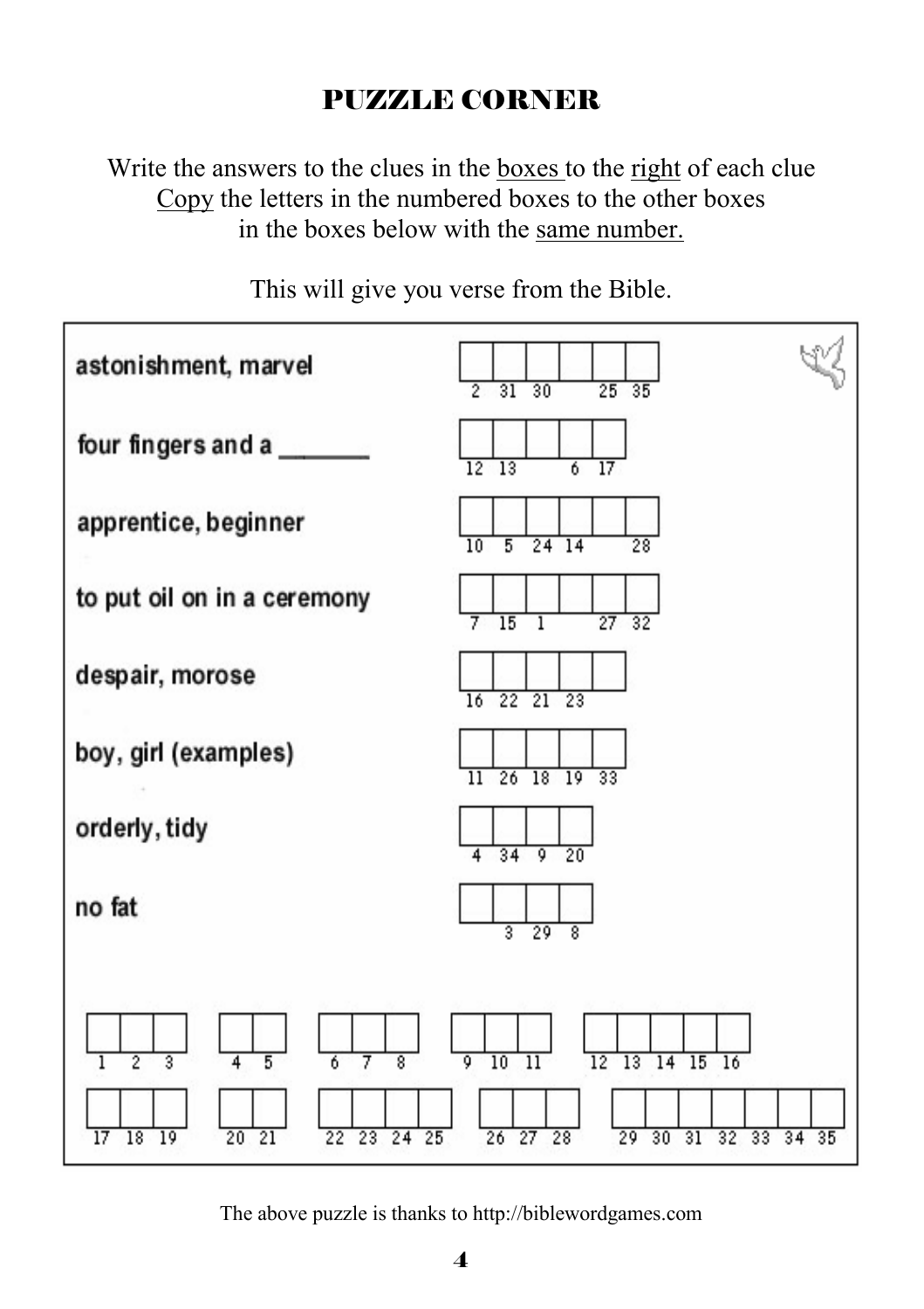# PUZZLE CORNER

Write the answers to the clues in the boxes to the right of each clue
Copy the letters in the numbered boxes to the other boxes
in the boxes below with the same number.

This will give you verse from the Bible.

| Clue | Boxes |
|---|---|
| astonishment, marvel | [2] [31] [30] [ ] [25] [35] |
| four fingers and a _______ | [12] [13] [ ] [6] [17] |
| apprentice, beginner | [10] [5] [24] [14] [ ] [28] |
| to put oil on in a ceremony | [7] [15] [1] [ ] [27] [32] |
| despair, morose | [16] [22] [21] [23] [ ] |
| boy, girl (examples) | [11] [26] [18] [19] [33] |
| orderly, tidy | [4] [34] [9] [20] |
| no fat | [ ] [3] [29] [8] |

[1] [2] [3]   [4] [5]   [6] [7] [8]   [9] [10] [11]   [12] [13] [14] [15] [16]

[17] [18] [19]   [20] [21]   [22] [23] [24] [25]   [26] [27] [28]   [29] [30] [31] [32] [33] [34] [35]

The above puzzle is thanks to http://biblewordgames.com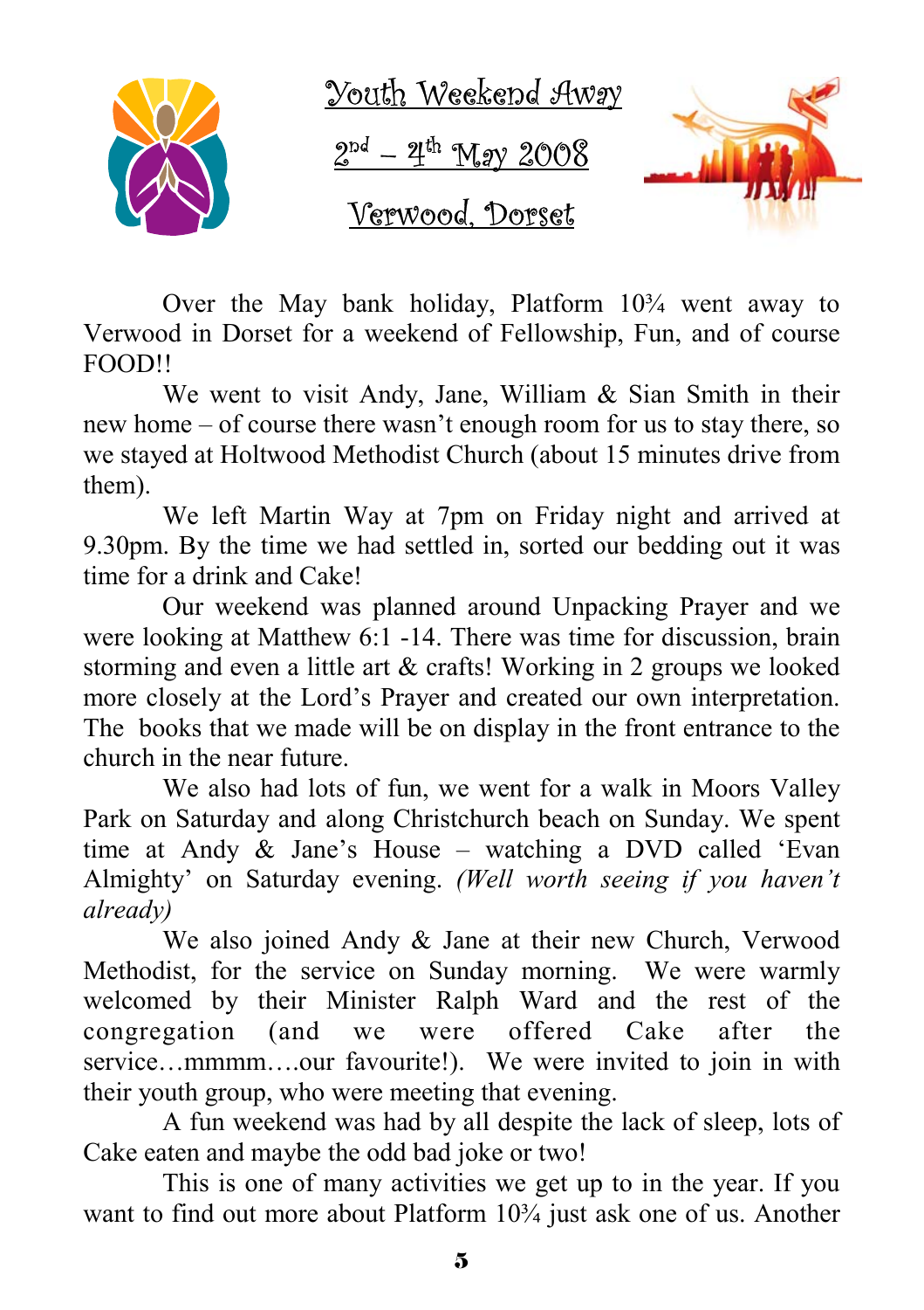# Youth Weekend Away

## 2nd – 4th May 2008

## Verwood, Dorset

Over the May bank holiday, Platform 10¾ went away to Verwood in Dorset for a weekend of Fellowship, Fun, and of course FOOD!!

We went to visit Andy, Jane, William & Sian Smith in their new home – of course there wasn't enough room for us to stay there, so we stayed at Holtwood Methodist Church (about 15 minutes drive from them).

We left Martin Way at 7pm on Friday night and arrived at 9.30pm. By the time we had settled in, sorted our bedding out it was time for a drink and Cake!

Our weekend was planned around Unpacking Prayer and we were looking at Matthew 6:1 -14. There was time for discussion, brain storming and even a little art & crafts! Working in 2 groups we looked more closely at the Lord's Prayer and created our own interpretation. The books that we made will be on display in the front entrance to the church in the near future.

We also had lots of fun, we went for a walk in Moors Valley Park on Saturday and along Christchurch beach on Sunday. We spent time at Andy & Jane's House – watching a DVD called 'Evan Almighty' on Saturday evening. *(Well worth seeing if you haven't already)*

We also joined Andy & Jane at their new Church, Verwood Methodist, for the service on Sunday morning. We were warmly welcomed by their Minister Ralph Ward and the rest of the congregation (and we were offered Cake after the service…mmmm….our favourite!). We were invited to join in with their youth group, who were meeting that evening.

A fun weekend was had by all despite the lack of sleep, lots of Cake eaten and maybe the odd bad joke or two!

This is one of many activities we get up to in the year. If you want to find out more about Platform 10¾ just ask one of us. Another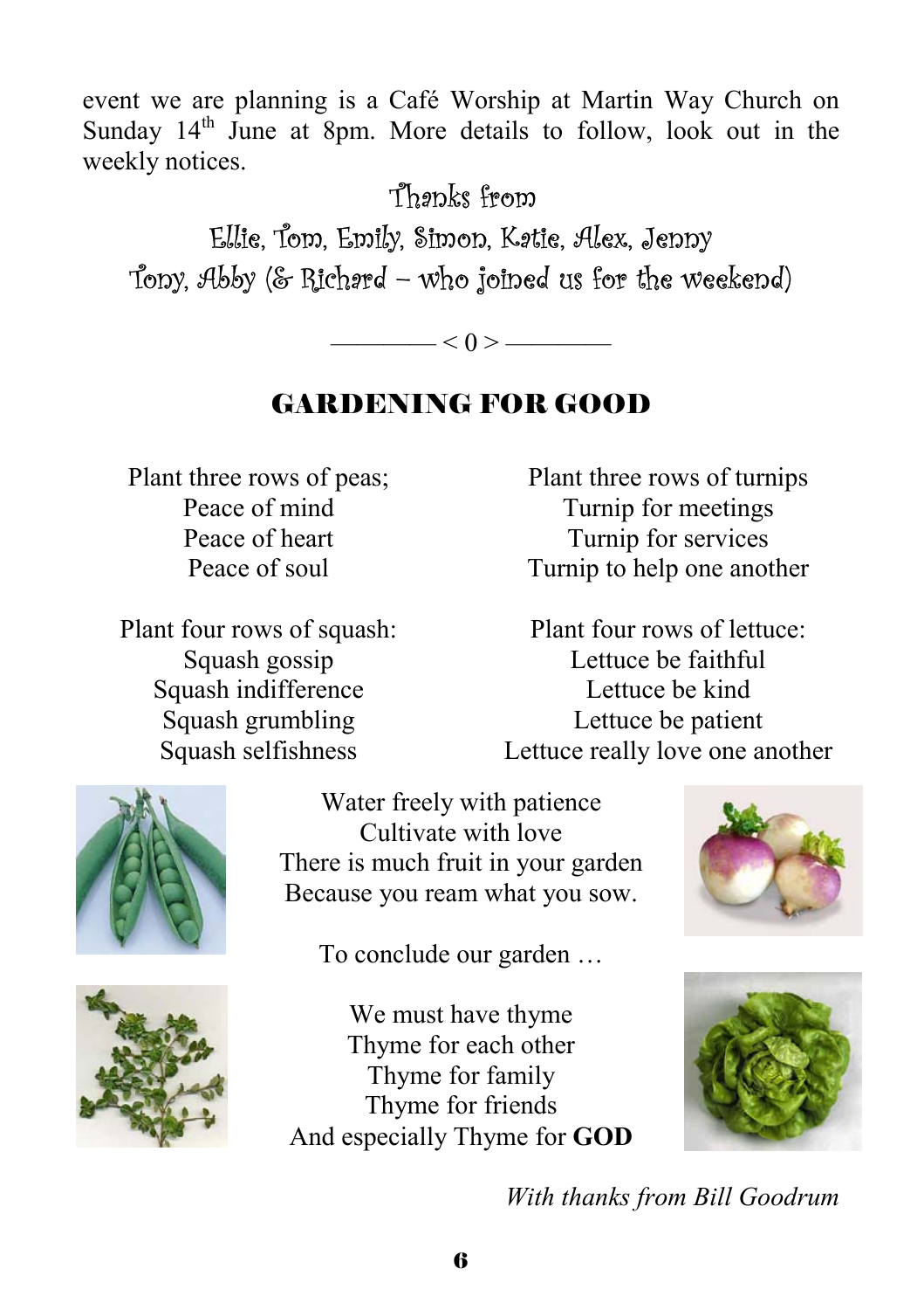event we are planning is a Café Worship at Martin Way Church on Sunday 14th June at 8pm. More details to follow, look out in the weekly notices.

Thanks from

Ellie, Tom, Emily, Simon, Katie, Alex, Jenny
Tony, Abby (& Richard – who joined us for the weekend)

———— < 0 > ————

## GARDENING FOR GOOD

Plant three rows of peas;
Peace of mind
Peace of heart
Peace of soul

Plant three rows of turnips
Turnip for meetings
Turnip for services
Turnip to help one another

Plant four rows of squash:
Squash gossip
Squash indifference
Squash grumbling
Squash selfishness

Plant four rows of lettuce:
Lettuce be faithful
Lettuce be kind
Lettuce be patient
Lettuce really love one another

Water freely with patience
Cultivate with love
There is much fruit in your garden
Because you ream what you sow.

To conclude our garden …

We must have thyme
Thyme for each other
Thyme for family
Thyme for friends
And especially Thyme for **GOD**

*With thanks from Bill Goodrum*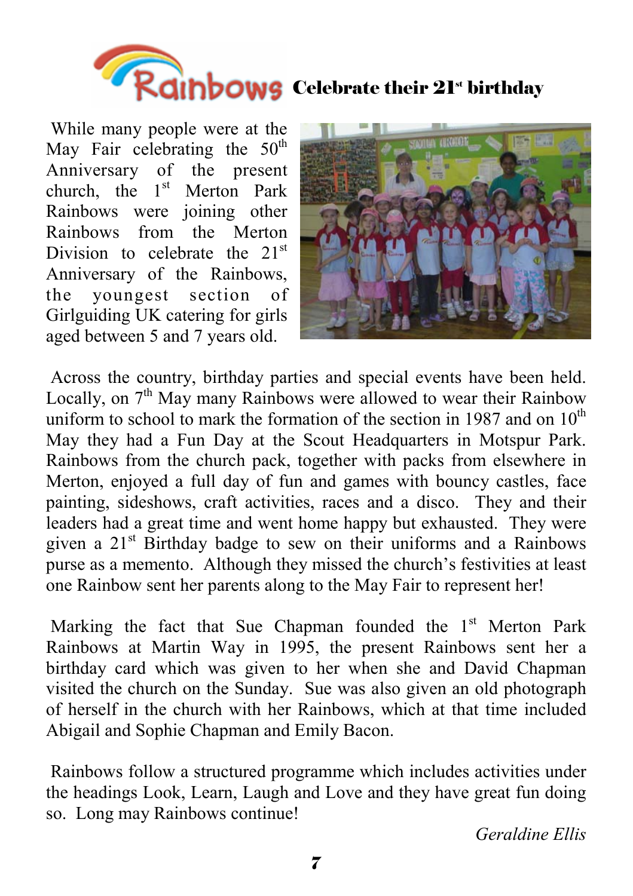# Rainbows Celebrate their 21st birthday

While many people were at the May Fair celebrating the 50th Anniversary of the present church, the 1st Merton Park Rainbows were joining other Rainbows from the Merton Division to celebrate the 21st Anniversary of the Rainbows, the youngest section of Girlguiding UK catering for girls aged between 5 and 7 years old.

Across the country, birthday parties and special events have been held. Locally, on 7th May many Rainbows were allowed to wear their Rainbow uniform to school to mark the formation of the section in 1987 and on 10th May they had a Fun Day at the Scout Headquarters in Motspur Park. Rainbows from the church pack, together with packs from elsewhere in Merton, enjoyed a full day of fun and games with bouncy castles, face painting, sideshows, craft activities, races and a disco. They and their leaders had a great time and went home happy but exhausted. They were given a 21st Birthday badge to sew on their uniforms and a Rainbows purse as a memento. Although they missed the church's festivities at least one Rainbow sent her parents along to the May Fair to represent her!

Marking the fact that Sue Chapman founded the 1st Merton Park Rainbows at Martin Way in 1995, the present Rainbows sent her a birthday card which was given to her when she and David Chapman visited the church on the Sunday. Sue was also given an old photograph of herself in the church with her Rainbows, which at that time included Abigail and Sophie Chapman and Emily Bacon.

Rainbows follow a structured programme which includes activities under the headings Look, Learn, Laugh and Love and they have great fun doing so. Long may Rainbows continue!

*Geraldine Ellis*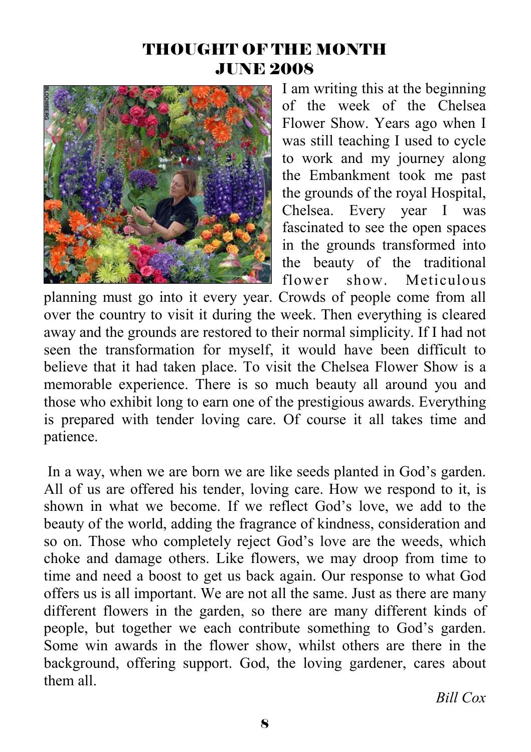# THOUGHT OF THE MONTH
## JUNE 2008

I am writing this at the beginning of the week of the Chelsea Flower Show. Years ago when I was still teaching I used to cycle to work and my journey along the Embankment took me past the grounds of the royal Hospital, Chelsea. Every year I was fascinated to see the open spaces in the grounds transformed into the beauty of the traditional flower show. Meticulous planning must go into it every year. Crowds of people come from all over the country to visit it during the week. Then everything is cleared away and the grounds are restored to their normal simplicity. If I had not seen the transformation for myself, it would have been difficult to believe that it had taken place. To visit the Chelsea Flower Show is a memorable experience. There is so much beauty all around you and those who exhibit long to earn one of the prestigious awards. Everything is prepared with tender loving care. Of course it all takes time and patience.

In a way, when we are born we are like seeds planted in God's garden. All of us are offered his tender, loving care. How we respond to it, is shown in what we become. If we reflect God's love, we add to the beauty of the world, adding the fragrance of kindness, consideration and so on. Those who completely reject God's love are the weeds, which choke and damage others. Like flowers, we may droop from time to time and need a boost to get us back again. Our response to what God offers us is all important. We are not all the same. Just as there are many different flowers in the garden, so there are many different kinds of people, but together we each contribute something to God's garden. Some win awards in the flower show, whilst others are there in the background, offering support. God, the loving gardener, cares about them all.

*Bill Cox*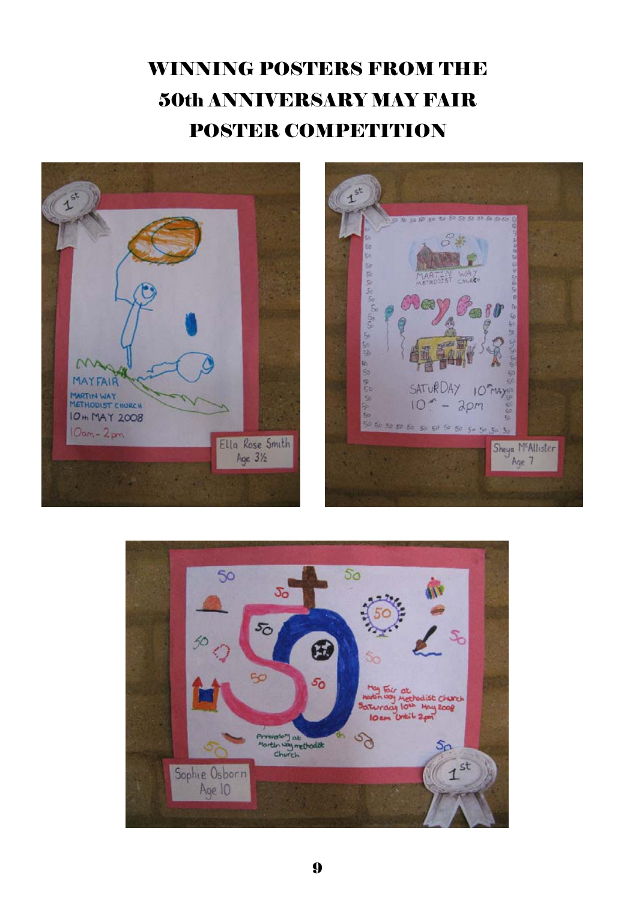# WINNING POSTERS FROM THE 50th ANNIVERSARY MAY FAIR POSTER COMPETITION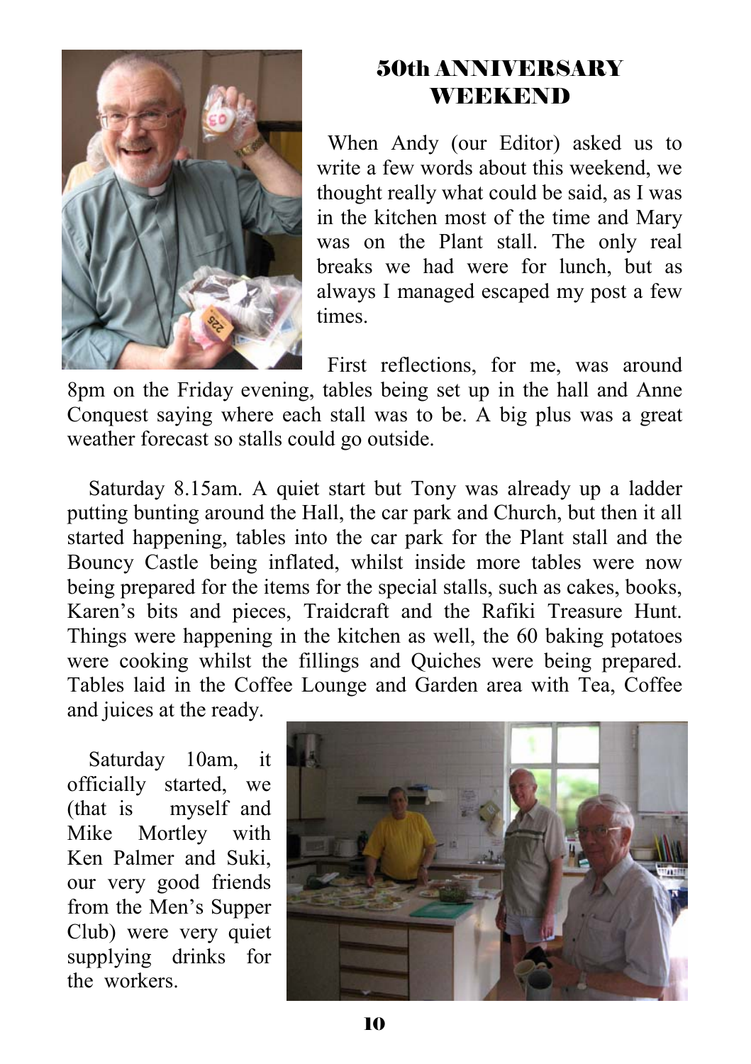## 50th ANNIVERSARY WEEKEND

When Andy (our Editor) asked us to write a few words about this weekend, we thought really what could be said, as I was in the kitchen most of the time and Mary was on the Plant stall. The only real breaks we had were for lunch, but as always I managed escaped my post a few times.

First reflections, for me, was around 8pm on the Friday evening, tables being set up in the hall and Anne Conquest saying where each stall was to be. A big plus was a great weather forecast so stalls could go outside.

Saturday 8.15am. A quiet start but Tony was already up a ladder putting bunting around the Hall, the car park and Church, but then it all started happening, tables into the car park for the Plant stall and the Bouncy Castle being inflated, whilst inside more tables were now being prepared for the items for the special stalls, such as cakes, books, Karen's bits and pieces, Traidcraft and the Rafiki Treasure Hunt. Things were happening in the kitchen as well, the 60 baking potatoes were cooking whilst the fillings and Quiches were being prepared. Tables laid in the Coffee Lounge and Garden area with Tea, Coffee and juices at the ready.

Saturday 10am, it officially started, we (that is myself and Mike Mortley with Ken Palmer and Suki, our very good friends from the Men's Supper Club) were very quiet supplying drinks for the workers.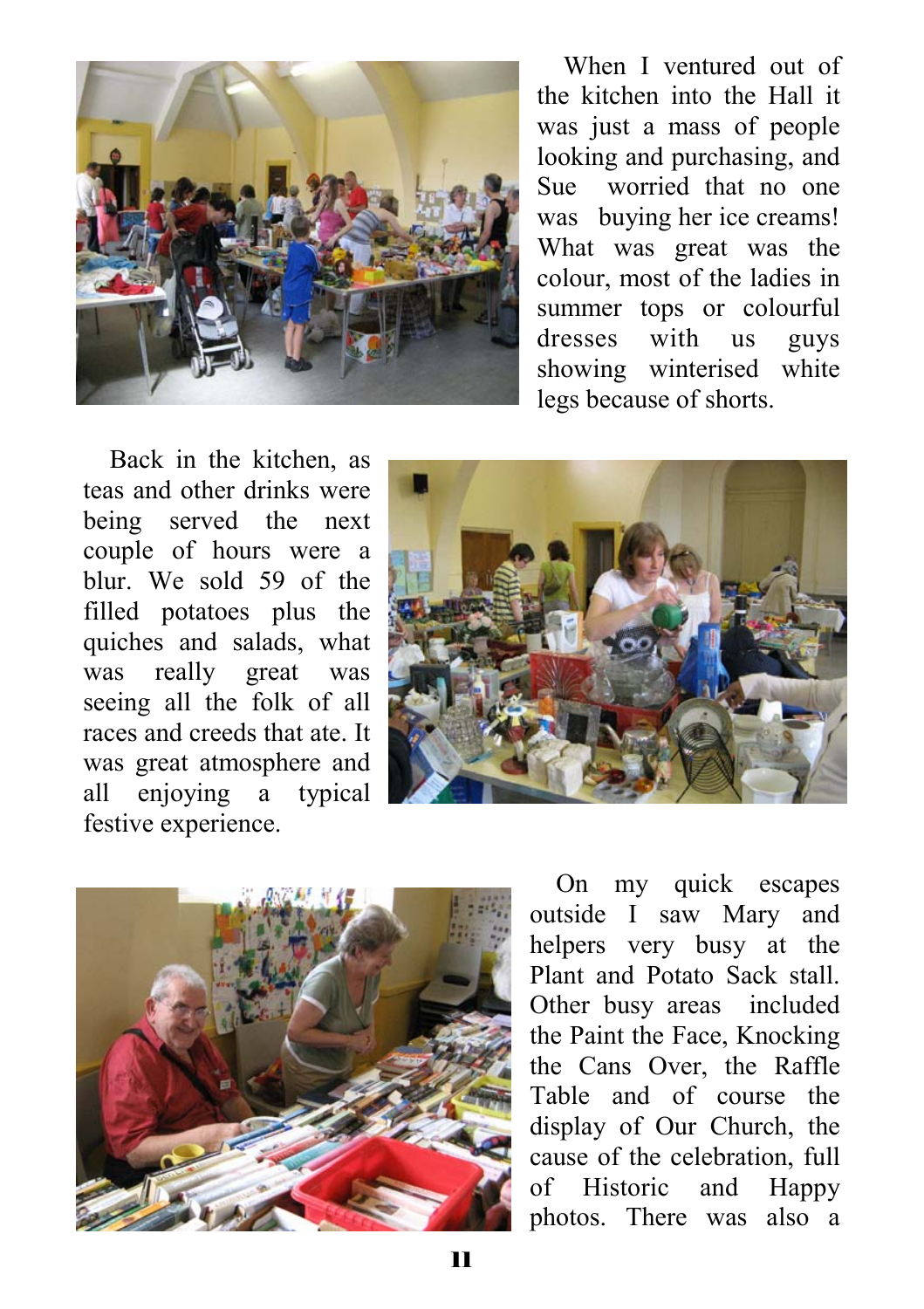When I ventured out of the kitchen into the Hall it was just a mass of people looking and purchasing, and Sue worried that no one was buying her ice creams! What was great was the colour, most of the ladies in summer tops or colourful dresses with us guys showing winterised white legs because of shorts.

Back in the kitchen, as teas and other drinks were being served the next couple of hours were a blur. We sold 59 of the filled potatoes plus the quiches and salads, what was really great was seeing all the folk of all races and creeds that ate. It was great atmosphere and all enjoying a typical festive experience.

On my quick escapes outside I saw Mary and helpers very busy at the Plant and Potato Sack stall. Other busy areas included the Paint the Face, Knocking the Cans Over, the Raffle Table and of course the display of Our Church, the cause of the celebration, full of Historic and Happy photos. There was also a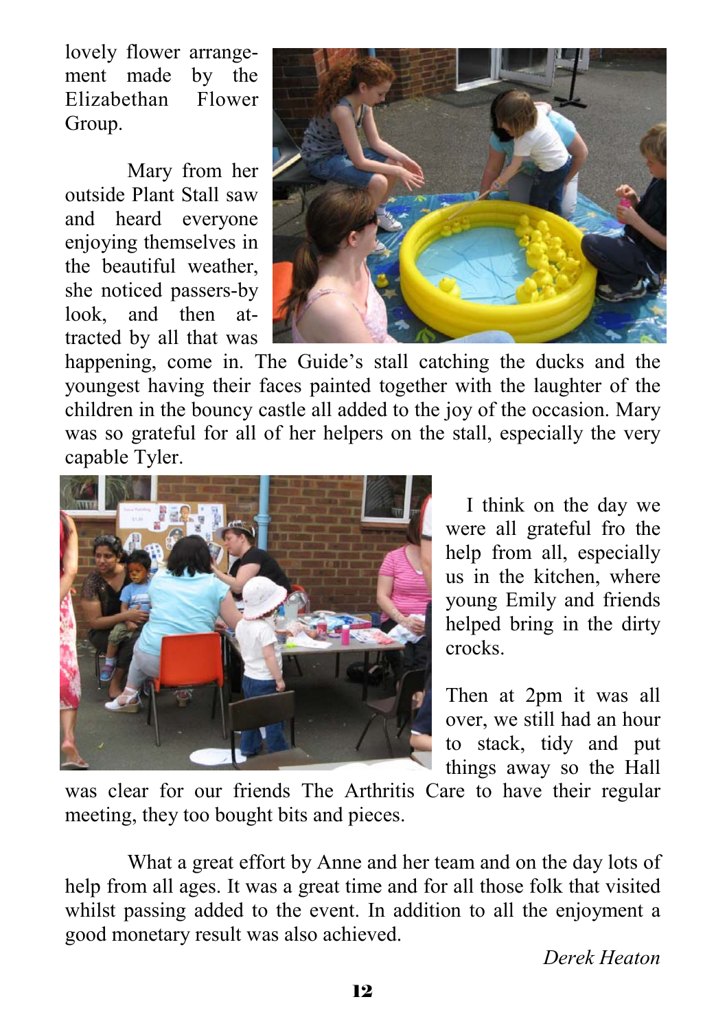lovely flower arrangement made by the Elizabethan Flower Group.

Mary from her outside Plant Stall saw and heard everyone enjoying themselves in the beautiful weather, she noticed passers-by look, and then attracted by all that was happening, come in. The Guide's stall catching the ducks and the youngest having their faces painted together with the laughter of the children in the bouncy castle all added to the joy of the occasion. Mary was so grateful for all of her helpers on the stall, especially the very capable Tyler.

I think on the day we were all grateful fro the help from all, especially us in the kitchen, where young Emily and friends helped bring in the dirty crocks.

Then at 2pm it was all over, we still had an hour to stack, tidy and put things away so the Hall was clear for our friends The Arthritis Care to have their regular meeting, they too bought bits and pieces.

What a great effort by Anne and her team and on the day lots of help from all ages. It was a great time and for all those folk that visited whilst passing added to the event. In addition to all the enjoyment a good monetary result was also achieved.

*Derek Heaton*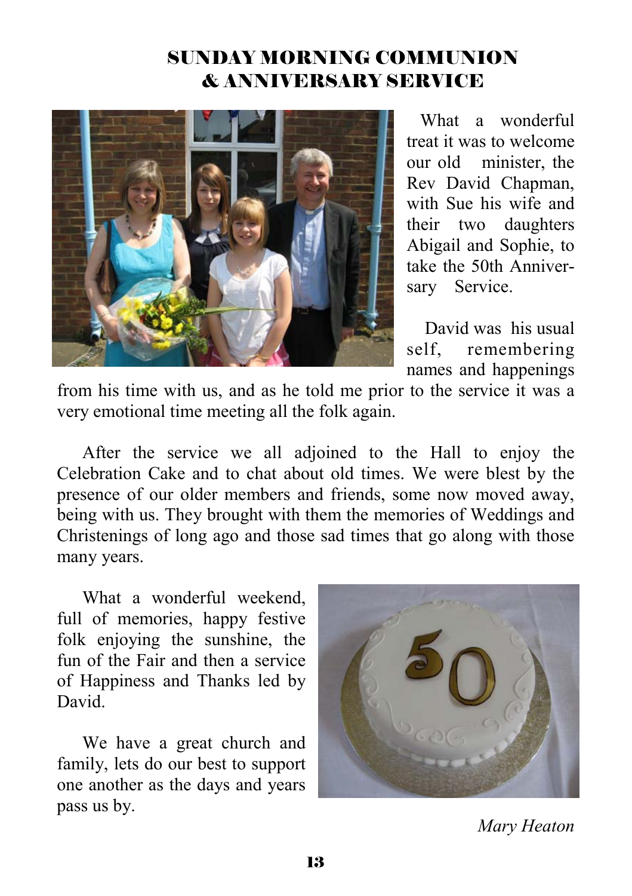# SUNDAY MORNING COMMUNION & ANNIVERSARY SERVICE

What a wonderful treat it was to welcome our old minister, the Rev David Chapman, with Sue his wife and their two daughters Abigail and Sophie, to take the 50th Anniversary Service.

David was his usual self, remembering names and happenings from his time with us, and as he told me prior to the service it was a very emotional time meeting all the folk again.

After the service we all adjoined to the Hall to enjoy the Celebration Cake and to chat about old times. We were blest by the presence of our older members and friends, some now moved away, being with us. They brought with them the memories of Weddings and Christenings of long ago and those sad times that go along with those many years.

What a wonderful weekend, full of memories, happy festive folk enjoying the sunshine, the fun of the Fair and then a service of Happiness and Thanks led by David.

We have a great church and family, lets do our best to support one another as the days and years pass us by.

*Mary Heaton*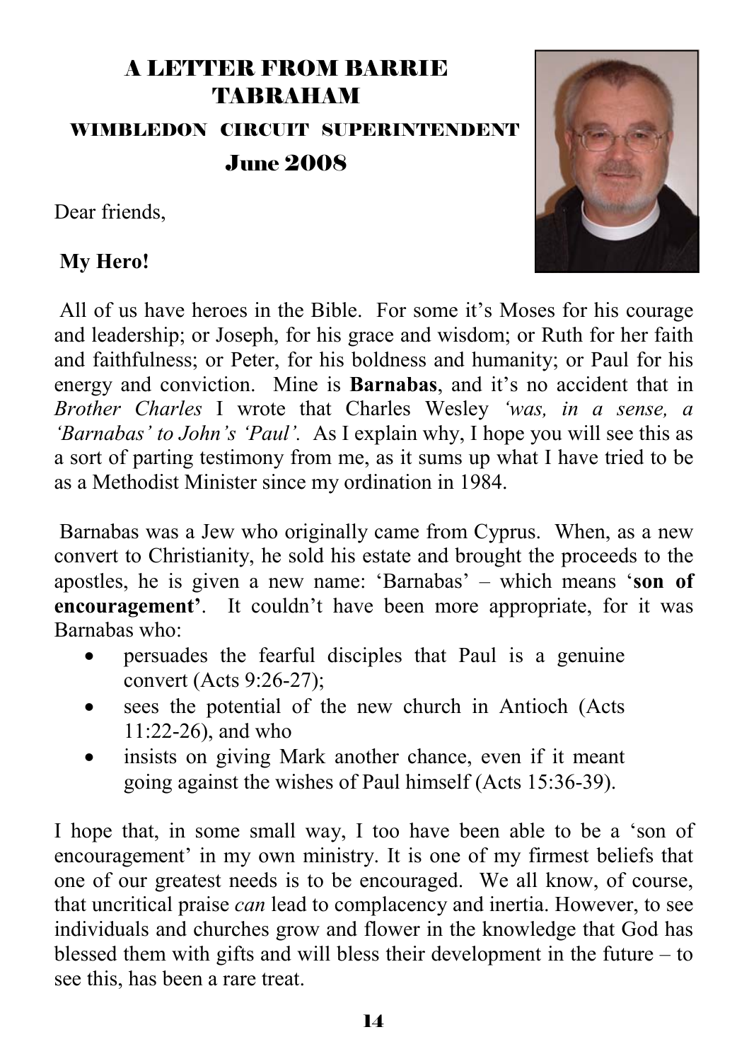# A LETTER FROM BARRIE TABRAHAM

## WIMBLEDON CIRCUIT SUPERINTENDENT

### June 2008

Dear friends,

**My Hero!**

All of us have heroes in the Bible. For some it's Moses for his courage and leadership; or Joseph, for his grace and wisdom; or Ruth for her faith and faithfulness; or Peter, for his boldness and humanity; or Paul for his energy and conviction. Mine is **Barnabas**, and it's no accident that in *Brother Charles* I wrote that Charles Wesley *'was, in a sense, a 'Barnabas' to John's 'Paul'.* As I explain why, I hope you will see this as a sort of parting testimony from me, as it sums up what I have tried to be as a Methodist Minister since my ordination in 1984.

Barnabas was a Jew who originally came from Cyprus. When, as a new convert to Christianity, he sold his estate and brought the proceeds to the apostles, he is given a new name: 'Barnabas' – which means '**son of encouragement'**. It couldn't have been more appropriate, for it was Barnabas who:

- persuades the fearful disciples that Paul is a genuine convert (Acts 9:26-27);
- sees the potential of the new church in Antioch (Acts 11:22-26), and who
- insists on giving Mark another chance, even if it meant going against the wishes of Paul himself (Acts 15:36-39).

I hope that, in some small way, I too have been able to be a 'son of encouragement' in my own ministry. It is one of my firmest beliefs that one of our greatest needs is to be encouraged. We all know, of course, that uncritical praise *can* lead to complacency and inertia. However, to see individuals and churches grow and flower in the knowledge that God has blessed them with gifts and will bless their development in the future – to see this, has been a rare treat.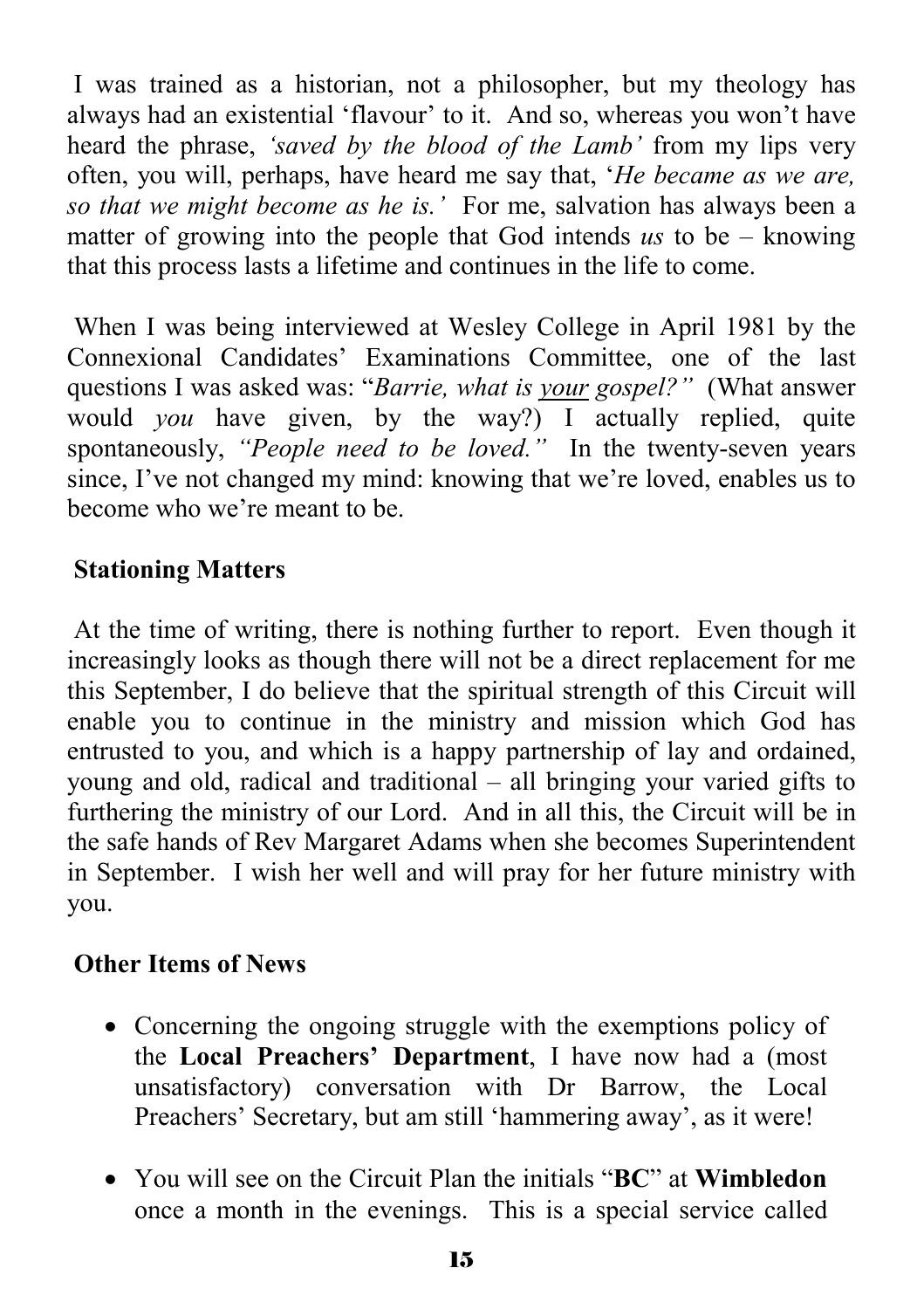I was trained as a historian, not a philosopher, but my theology has always had an existential 'flavour' to it. And so, whereas you won't have heard the phrase, *'saved by the blood of the Lamb'* from my lips very often, you will, perhaps, have heard me say that, '*He became as we are, so that we might become as he is.'* For me, salvation has always been a matter of growing into the people that God intends *us* to be – knowing that this process lasts a lifetime and continues in the life to come.

When I was being interviewed at Wesley College in April 1981 by the Connexional Candidates' Examinations Committee, one of the last questions I was asked was: "*Barrie, what is <u>your</u> gospel?"* (What answer would *you* have given, by the way?) I actually replied, quite spontaneously, *"People need to be loved."* In the twenty-seven years since, I've not changed my mind: knowing that we're loved, enables us to become who we're meant to be.

**Stationing Matters**

At the time of writing, there is nothing further to report. Even though it increasingly looks as though there will not be a direct replacement for me this September, I do believe that the spiritual strength of this Circuit will enable you to continue in the ministry and mission which God has entrusted to you, and which is a happy partnership of lay and ordained, young and old, radical and traditional – all bringing your varied gifts to furthering the ministry of our Lord. And in all this, the Circuit will be in the safe hands of Rev Margaret Adams when she becomes Superintendent in September. I wish her well and will pray for her future ministry with you.

**Other Items of News**

- Concerning the ongoing struggle with the exemptions policy of the **Local Preachers' Department**, I have now had a (most unsatisfactory) conversation with Dr Barrow, the Local Preachers' Secretary, but am still 'hammering away', as it were!

- You will see on the Circuit Plan the initials "**BC**" at **Wimbledon** once a month in the evenings. This is a special service called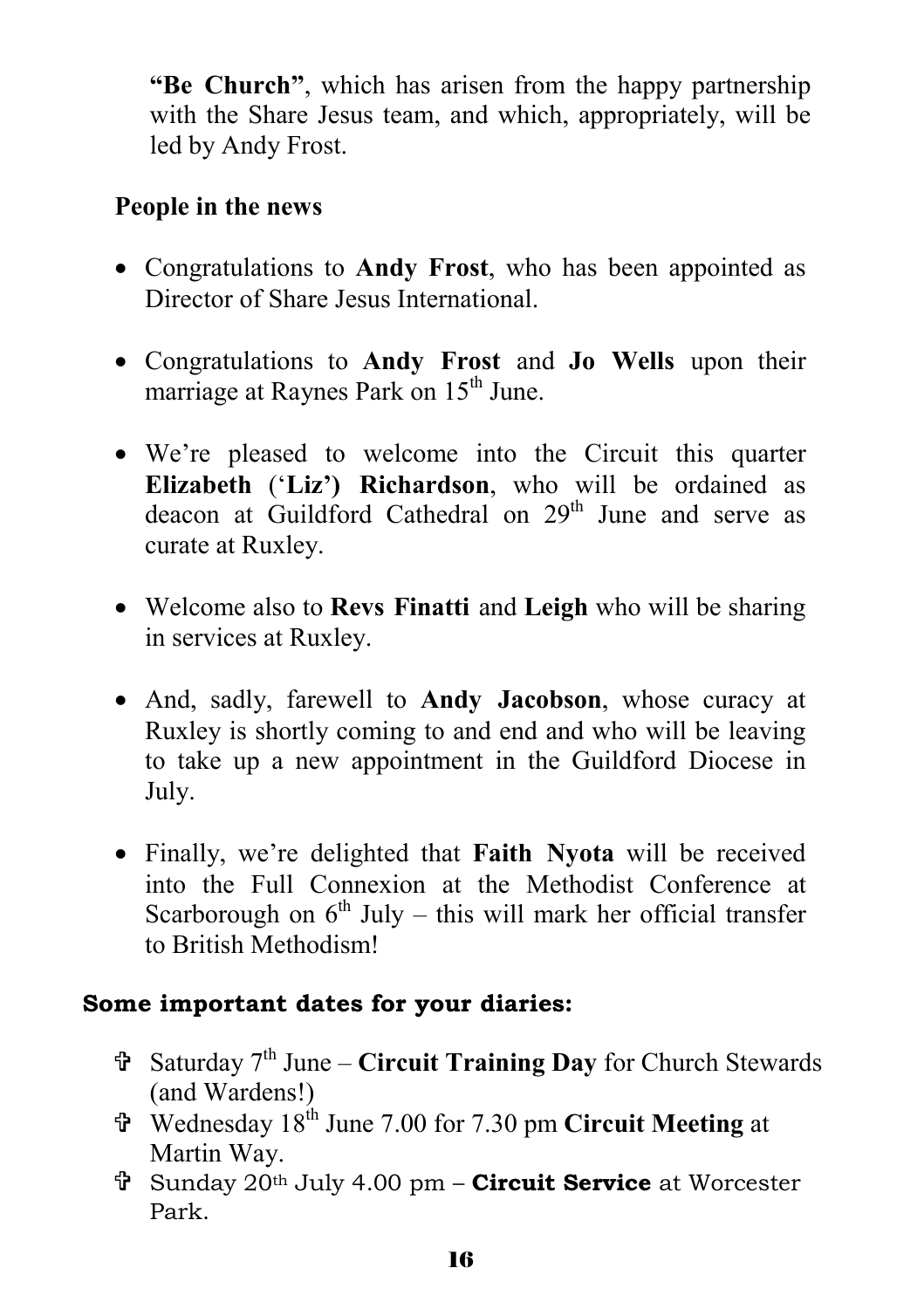**"Be Church"**, which has arisen from the happy partnership with the Share Jesus team, and which, appropriately, will be led by Andy Frost.

**People in the news**

- Congratulations to **Andy Frost**, who has been appointed as Director of Share Jesus International.
- Congratulations to **Andy Frost** and **Jo Wells** upon their marriage at Raynes Park on 15th June.
- We're pleased to welcome into the Circuit this quarter **Elizabeth ('Liz') Richardson**, who will be ordained as deacon at Guildford Cathedral on 29th June and serve as curate at Ruxley.
- Welcome also to **Revs Finatti** and **Leigh** who will be sharing in services at Ruxley.
- And, sadly, farewell to **Andy Jacobson**, whose curacy at Ruxley is shortly coming to and end and who will be leaving to take up a new appointment in the Guildford Diocese in July.
- Finally, we're delighted that **Faith Nyota** will be received into the Full Connexion at the Methodist Conference at Scarborough on 6th July – this will mark her official transfer to British Methodism!

**Some important dates for your diaries:**

- ✞ Saturday 7th June – **Circuit Training Day** for Church Stewards (and Wardens!)
- ✞ Wednesday 18th June 7.00 for 7.30 pm **Circuit Meeting** at Martin Way.
- ✞ Sunday 20th July 4.00 pm – **Circuit Service** at Worcester Park.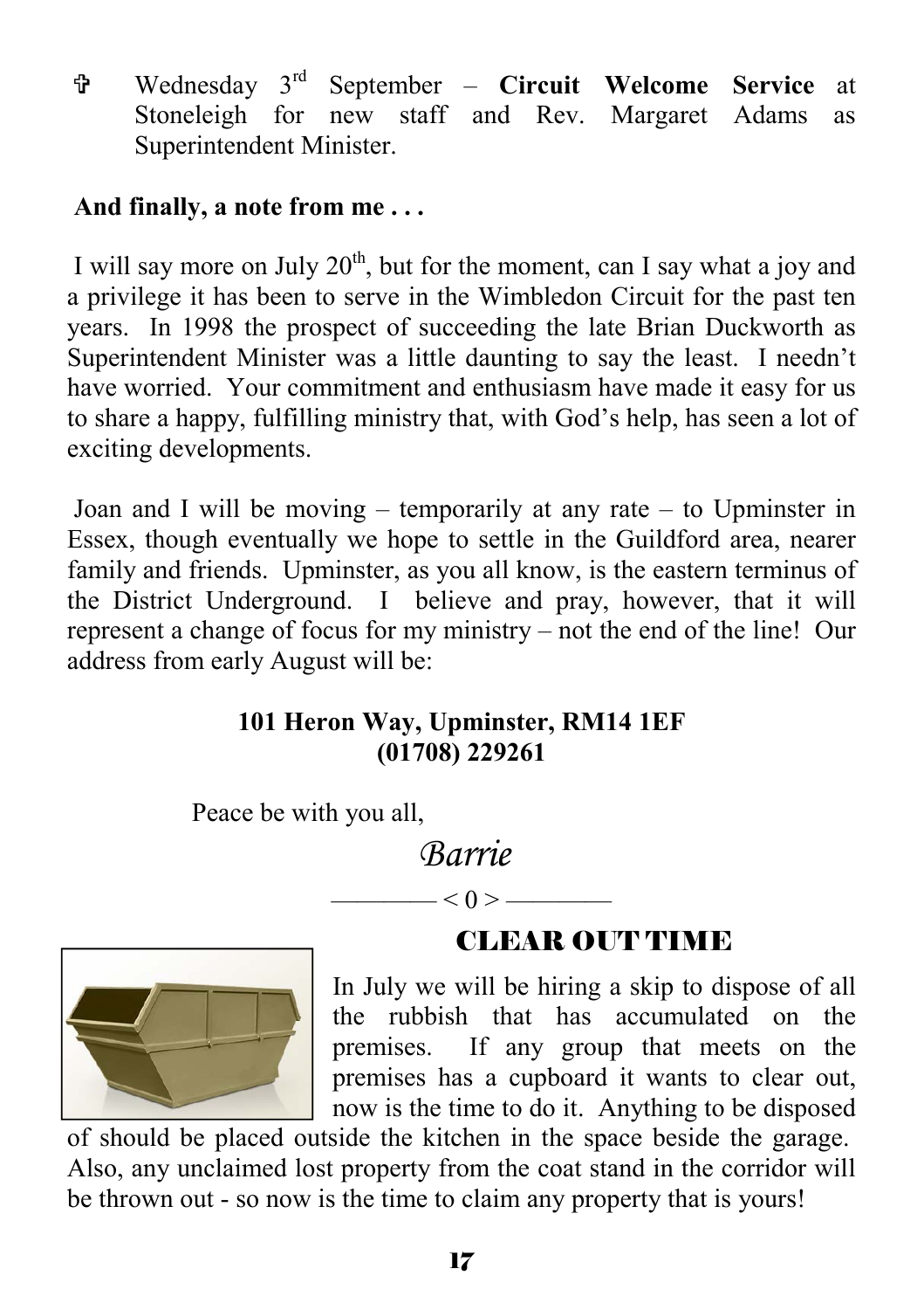✞ Wednesday 3rd September – **Circuit Welcome Service** at Stoneleigh for new staff and Rev. Margaret Adams as Superintendent Minister.

**And finally, a note from me . . .**

I will say more on July 20th, but for the moment, can I say what a joy and a privilege it has been to serve in the Wimbledon Circuit for the past ten years. In 1998 the prospect of succeeding the late Brian Duckworth as Superintendent Minister was a little daunting to say the least. I needn't have worried. Your commitment and enthusiasm have made it easy for us to share a happy, fulfilling ministry that, with God's help, has seen a lot of exciting developments.

Joan and I will be moving – temporarily at any rate – to Upminster in Essex, though eventually we hope to settle in the Guildford area, nearer family and friends. Upminster, as you all know, is the eastern terminus of the District Underground. I believe and pray, however, that it will represent a change of focus for my ministry – not the end of the line! Our address from early August will be:

**101 Heron Way, Upminster, RM14 1EF**
**(01708) 229261**

Peace be with you all,

*Barrie*

———— < 0 > ————

## CLEAR OUT TIME

In July we will be hiring a skip to dispose of all the rubbish that has accumulated on the premises. If any group that meets on the premises has a cupboard it wants to clear out, now is the time to do it. Anything to be disposed of should be placed outside the kitchen in the space beside the garage. Also, any unclaimed lost property from the coat stand in the corridor will be thrown out - so now is the time to claim any property that is yours!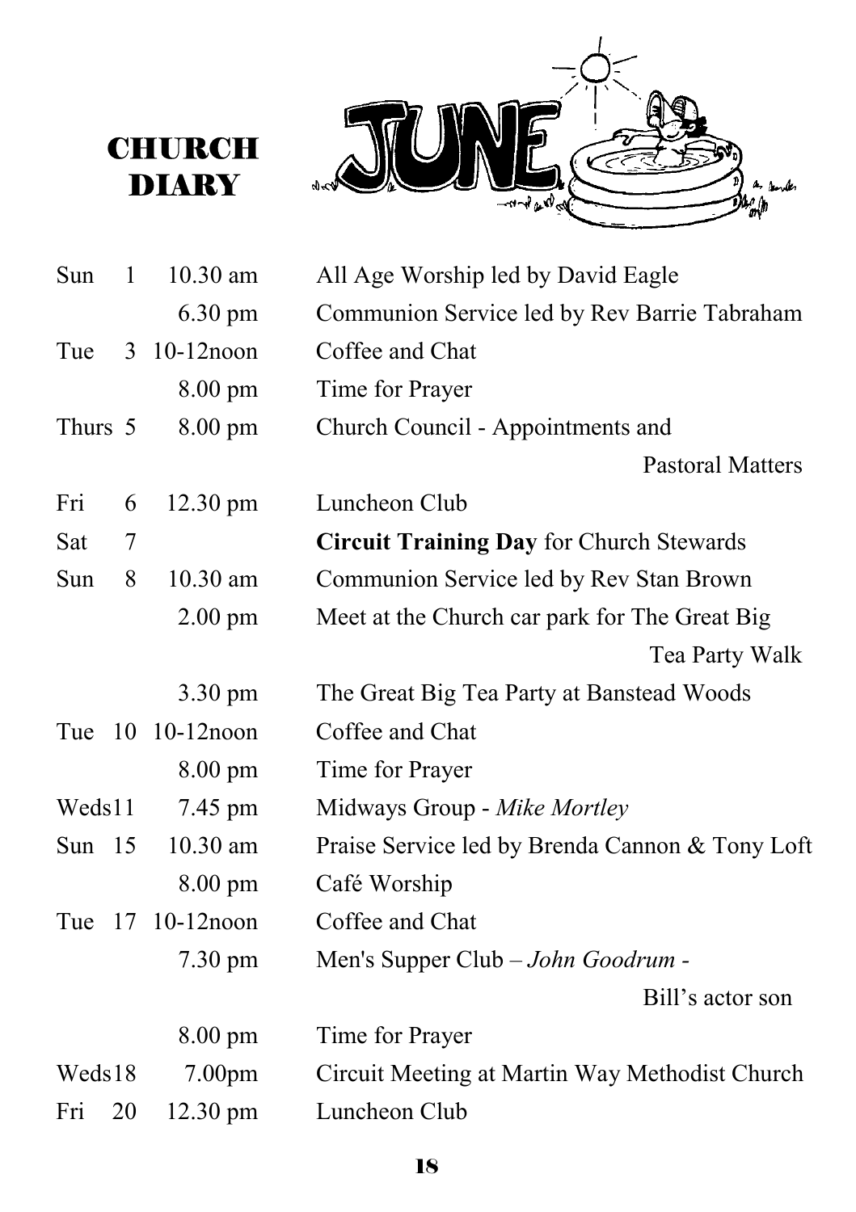# CHURCH DIARY

# JUNE

| | | |
|---|---|---|
| Sun 1 | 10.30 am | All Age Worship led by David Eagle |
| | 6.30 pm | Communion Service led by Rev Barrie Tabraham |
| Tue 3 | 10-12noon | Coffee and Chat |
| | 8.00 pm | Time for Prayer |
| Thurs 5 | 8.00 pm | Church Council - Appointments and Pastoral Matters |
| Fri 6 | 12.30 pm | Luncheon Club |
| Sat 7 | | **Circuit Training Day** for Church Stewards |
| Sun 8 | 10.30 am | Communion Service led by Rev Stan Brown |
| | 2.00 pm | Meet at the Church car park for The Great Big Tea Party Walk |
| | 3.30 pm | The Great Big Tea Party at Banstead Woods |
| Tue 10 | 10-12noon | Coffee and Chat |
| | 8.00 pm | Time for Prayer |
| Weds 11 | 7.45 pm | Midways Group - *Mike Mortley* |
| Sun 15 | 10.30 am | Praise Service led by Brenda Cannon & Tony Loft |
| | 8.00 pm | Café Worship |
| Tue 17 | 10-12noon | Coffee and Chat |
| | 7.30 pm | Men's Supper Club – *John Goodrum -* Bill's actor son |
| | 8.00 pm | Time for Prayer |
| Weds 18 | 7.00pm | Circuit Meeting at Martin Way Methodist Church |
| Fri 20 | 12.30 pm | Luncheon Club |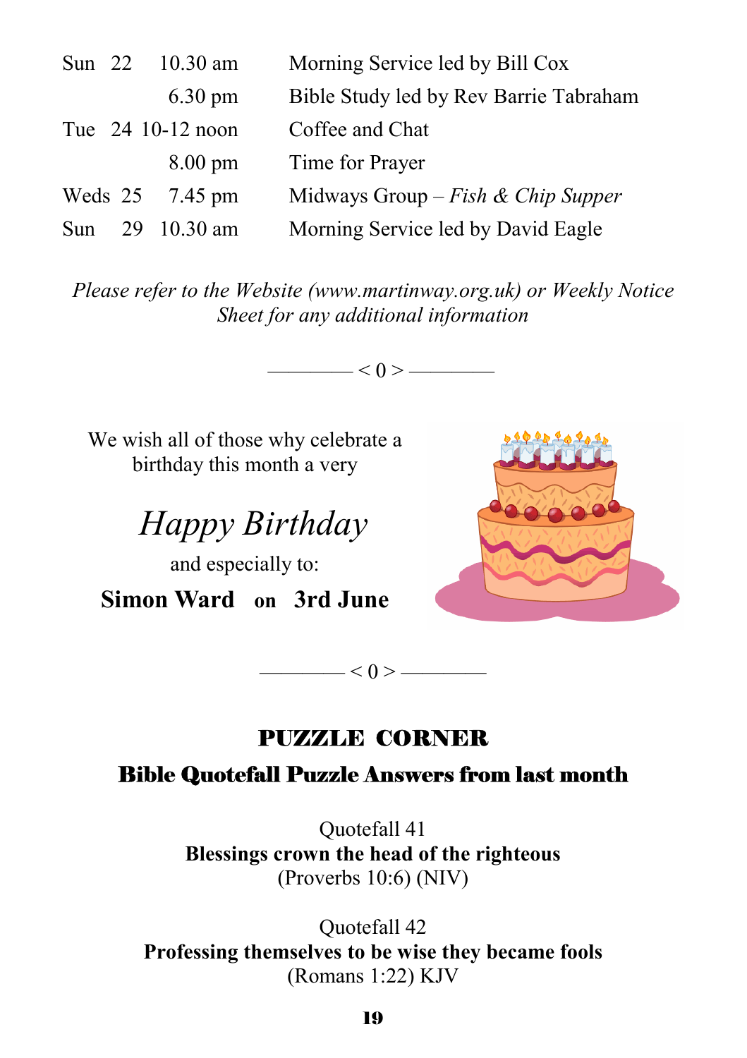| | | | |
|---|---|---|---|
| Sun | 22 | 10.30 am | Morning Service led by Bill Cox |
| | | 6.30 pm | Bible Study led by Rev Barrie Tabraham |
| Tue | 24 | 10-12 noon | Coffee and Chat |
| | | 8.00 pm | Time for Prayer |
| Weds | 25 | 7.45 pm | Midways Group – *Fish & Chip Supper* |
| Sun | 29 | 10.30 am | Morning Service led by David Eagle |

*Please refer to the Website (www.martinway.org.uk) or Weekly Notice Sheet for any additional information*

———— < 0 > ————

We wish all of those why celebrate a birthday this month a very

*Happy Birthday*

and especially to:

**Simon Ward on 3rd June**

———— < 0 > ————

## PUZZLE CORNER

### Bible Quotefall Puzzle Answers from last month

Quotefall 41
**Blessings crown the head of the righteous**
(Proverbs 10:6) (NIV)

Quotefall 42
**Professing themselves to be wise they became fools**
(Romans 1:22) KJV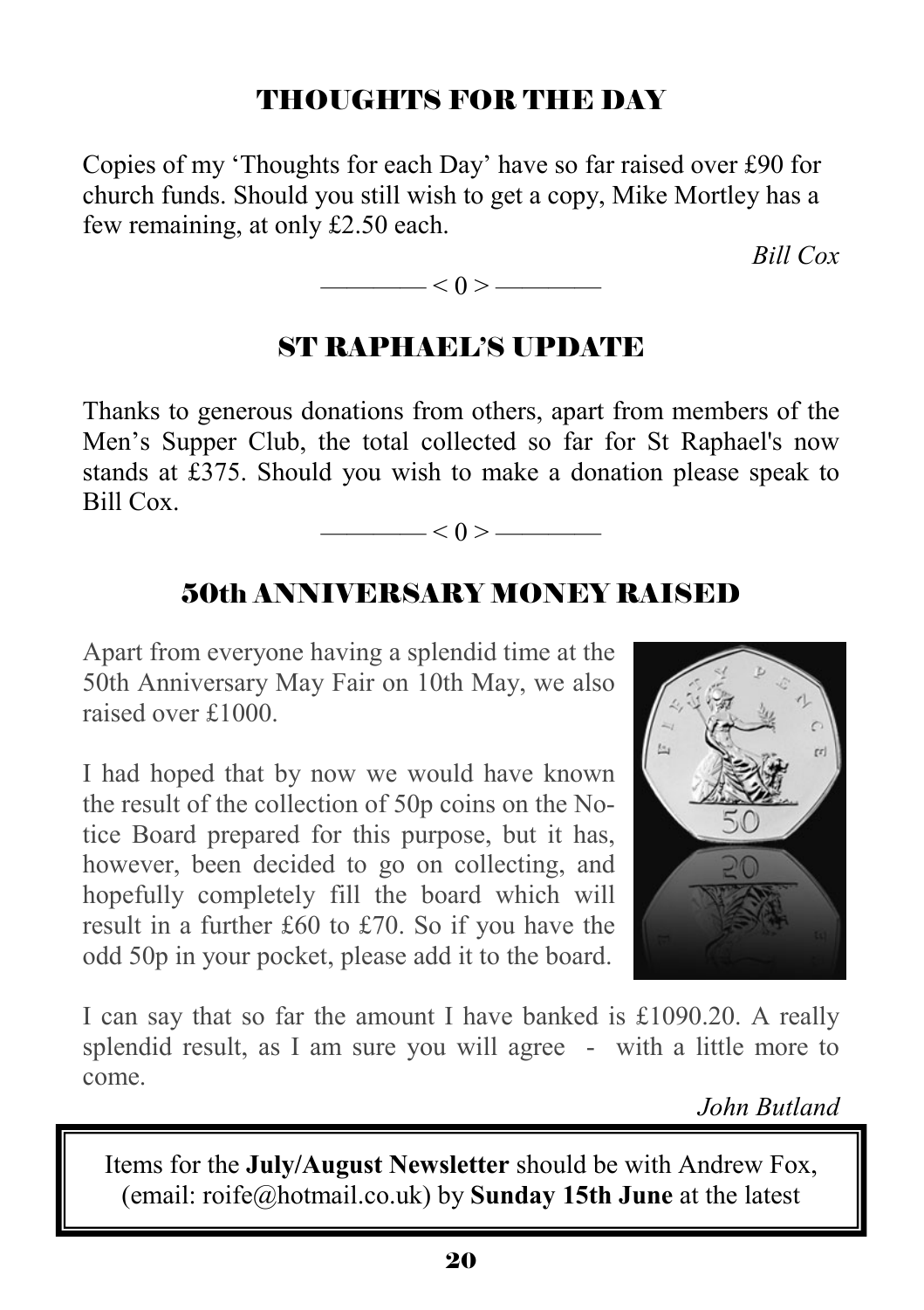## THOUGHTS FOR THE DAY

Copies of my 'Thoughts for each Day' have so far raised over £90 for church funds. Should you still wish to get a copy, Mike Mortley has a few remaining, at only £2.50 each.

*Bill Cox*

———— < 0 > ————

## ST RAPHAEL'S UPDATE

Thanks to generous donations from others, apart from members of the Men's Supper Club, the total collected so far for St Raphael's now stands at £375. Should you wish to make a donation please speak to Bill Cox.

———— < 0 > ————

## 50th ANNIVERSARY MONEY RAISED

Apart from everyone having a splendid time at the 50th Anniversary May Fair on 10th May, we also raised over £1000.

I had hoped that by now we would have known the result of the collection of 50p coins on the Notice Board prepared for this purpose, but it has, however, been decided to go on collecting, and hopefully completely fill the board which will result in a further £60 to £70. So if you have the odd 50p in your pocket, please add it to the board.

I can say that so far the amount I have banked is £1090.20. A really splendid result, as I am sure you will agree - with a little more to come.

*John Butland*

Items for the **July/August Newsletter** should be with Andrew Fox, (email: roife@hotmail.co.uk) by **Sunday 15th June** at the latest